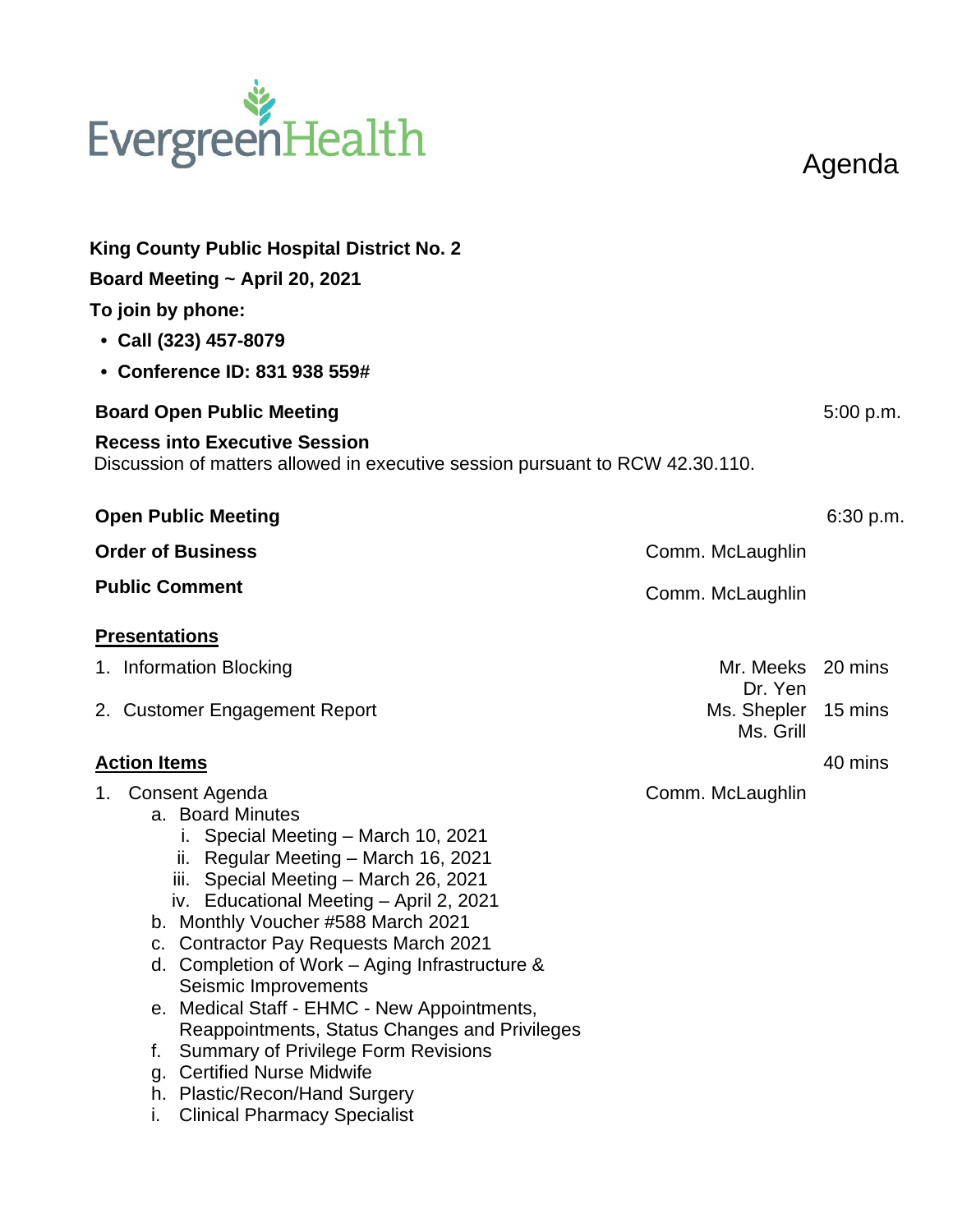EvergreenHealth

# Agenda

**King County Public Hospital District No. 2**

**Board Meeting ~ April 20, 2021**

**To join by phone:**

- **Call (323) 457-8079**
- **Conference ID: 831 938 559#**

**Board Open Public Meeting** 5:00 p.m.

**Recess into Executive Session**
Discussion of matters allowed in executive session pursuant to RCW 42.30.110.

**Open Public Meeting** 6:30 p.m.

**Order of Business** Comm. McLaughlin

**Public Comment** Comm. McLaughlin

**<u>Presentations</u>**

1. Information Blocking — Mr. Meeks, Dr. Yen — 20 mins
2. Customer Engagement Report — Ms. Shepler, Ms. Grill — 15 mins

**<u>Action Items</u>** 40 mins

1. Consent Agenda — Comm. McLaughlin
   a. Board Minutes
      i. Special Meeting – March 10, 2021
      ii. Regular Meeting – March 16, 2021
      iii. Special Meeting – March 26, 2021
      iv. Educational Meeting – April 2, 2021
   b. Monthly Voucher #588 March 2021
   c. Contractor Pay Requests March 2021
   d. Completion of Work – Aging Infrastructure & Seismic Improvements
   e. Medical Staff - EHMC - New Appointments, Reappointments, Status Changes and Privileges
   f. Summary of Privilege Form Revisions
   g. Certified Nurse Midwife
   h. Plastic/Recon/Hand Surgery
   i. Clinical Pharmacy Specialist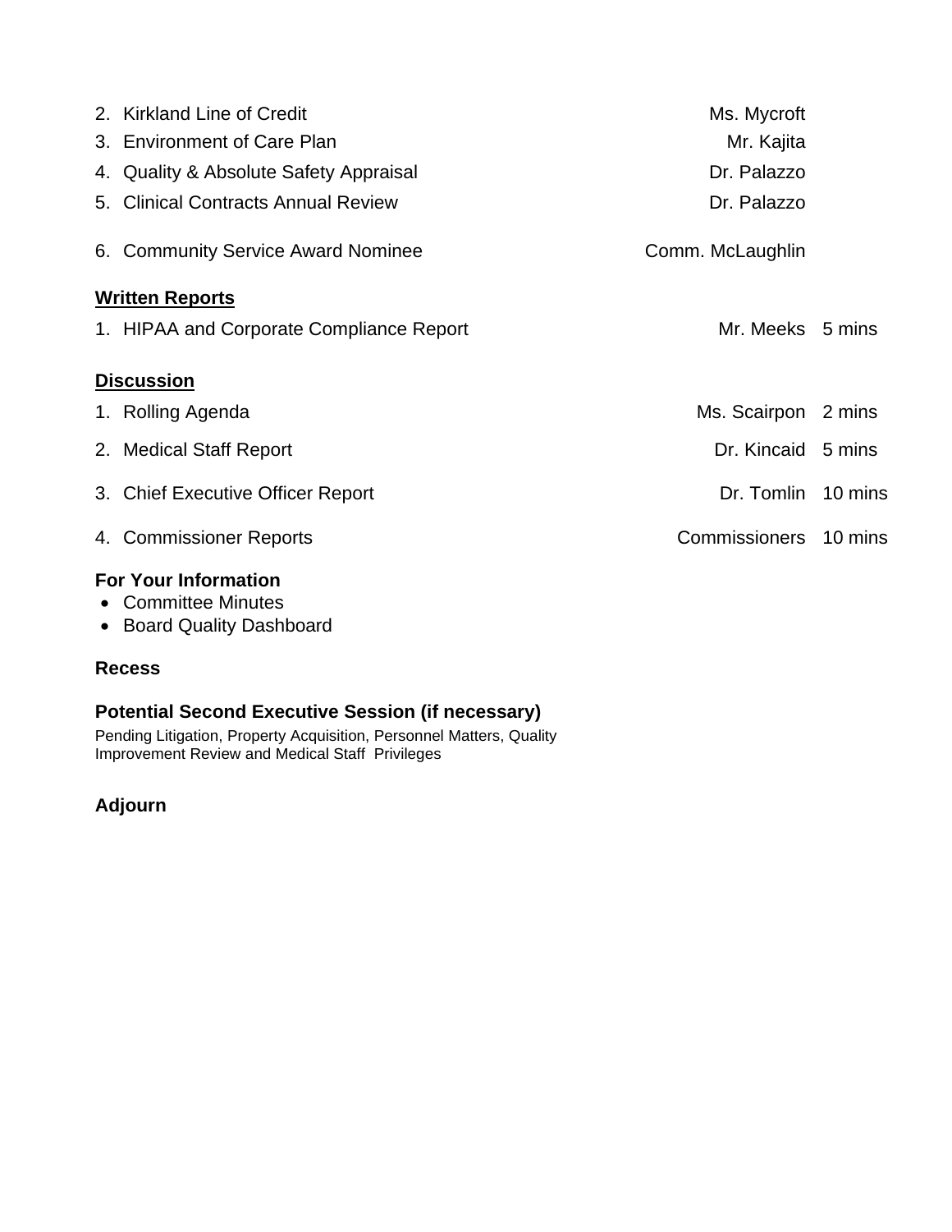2. Kirkland Line of Credit — Ms. Mycroft
3. Environment of Care Plan — Mr. Kajita
4. Quality & Absolute Safety Appraisal — Dr. Palazzo
5. Clinical Contracts Annual Review — Dr. Palazzo
6. Community Service Award Nominee — Comm. McLaughlin

**Written Reports**

1. HIPAA and Corporate Compliance Report — Mr. Meeks — 5 mins

**Discussion**

1. Rolling Agenda — Ms. Scairpon — 2 mins
2. Medical Staff Report — Dr. Kincaid — 5 mins
3. Chief Executive Officer Report — Dr. Tomlin — 10 mins
4. Commissioner Reports — Commissioners — 10 mins

**For Your Information**

- Committee Minutes
- Board Quality Dashboard

**Recess**

**Potential Second Executive Session (if necessary)**

Pending Litigation, Property Acquisition, Personnel Matters, Quality Improvement Review and Medical Staff Privileges

**Adjourn**